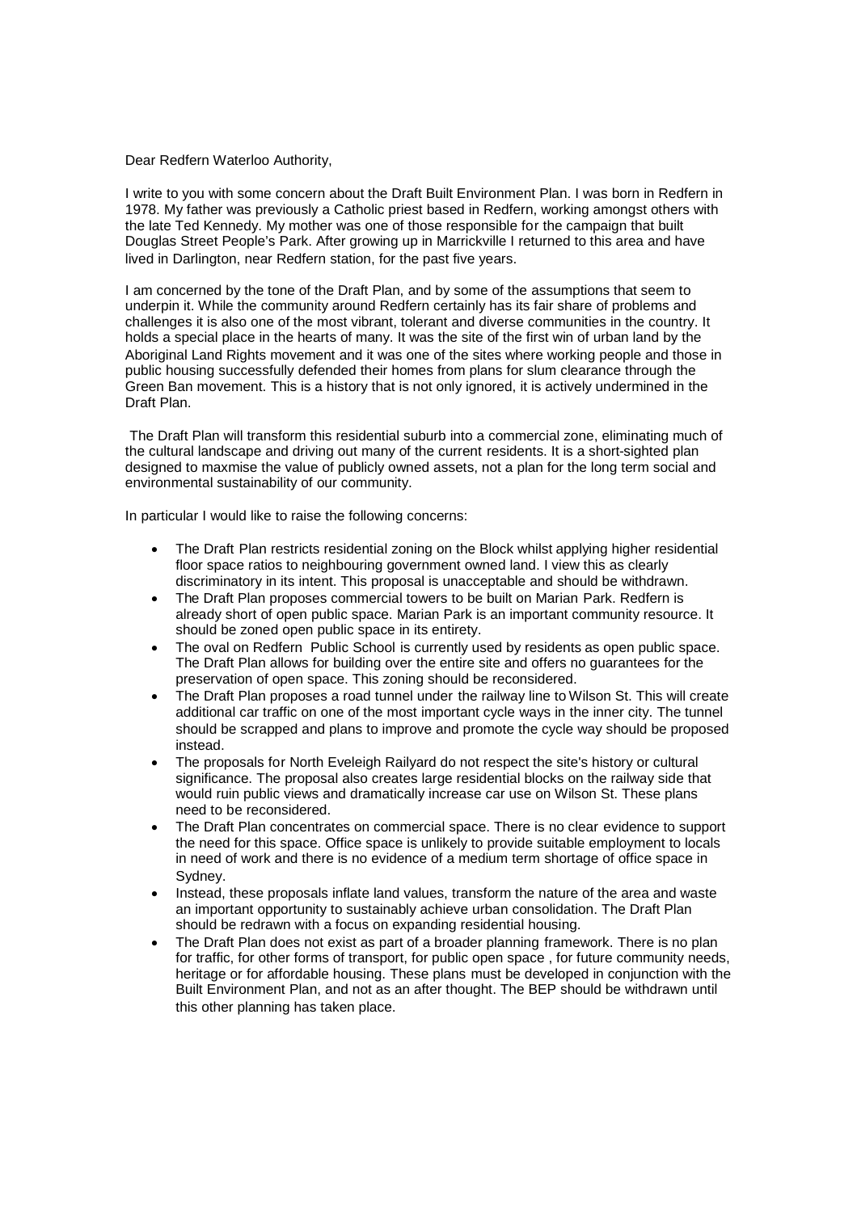Dear Redfern Waterloo Authority,

I write to you with some concern about the Draft Built Environment Plan. I was born in Redfern in 1978. My father was previously a Catholic priest based in Redfern, working amongst others with the late Ted Kennedy. My mother was one of those responsible for the campaign that built Douglas Street People's Park. After growing up in Marrickville I returned to this area and have lived in Darlington, near Redfern station, for the past five years.

I am concerned by the tone of the Draft Plan, and by some of the assumptions that seem to underpin it. While the community around Redfern certainly has its fair share of problems and challenges it is also one of the most vibrant, tolerant and diverse communities in the country. It holds a special place in the hearts of many. It was the site of the first win of urban land by the Aboriginal Land Rights movement and it was one of the sites where working people and those in public housing successfully defended their homes from plans for slum clearance through the Green Ban movement. This is a history that is not only ignored, it is actively undermined in the Draft Plan.

The Draft Plan will transform this residential suburb into a commercial zone, eliminating much of the cultural landscape and driving out many of the current residents. It is a short-sighted plan designed to maxmise the value of publicly owned assets, not a plan for the long term social and environmental sustainability of our community.

In particular I would like to raise the following concerns:

- The Draft Plan restricts residential zoning on the Block whilst applying higher residential floor space ratios to neighbouring government owned land. I view this as clearly discriminatory in its intent. This proposal is unacceptable and should be withdrawn.
- The Draft Plan proposes commercial towers to be built on Marian Park. Redfern is already short of open public space. Marian Park is an important community resource. It should be zoned open public space in its entirety.
- The oval on Redfern Public School is currently used by residents as open public space. The Draft Plan allows for building over the entire site and offers no guarantees for the preservation of open space. This zoning should be reconsidered.
- The Draft Plan proposes a road tunnel under the railway line to Wilson St. This will create additional car traffic on one of the most important cycle ways in the inner city. The tunnel should be scrapped and plans to improve and promote the cycle way should be proposed instead.
- The proposals for North Eveleigh Railyard do not respect the site's history or cultural significance. The proposal also creates large residential blocks on the railway side that would ruin public views and dramatically increase car use on Wilson St. These plans need to be reconsidered.
- The Draft Plan concentrates on commercial space. There is no clear evidence to support the need for this space. Office space is unlikely to provide suitable employment to locals in need of work and there is no evidence of a medium term shortage of office space in Sydney.
- Instead, these proposals inflate land values, transform the nature of the area and waste an important opportunity to sustainably achieve urban consolidation. The Draft Plan should be redrawn with a focus on expanding residential housing.
- The Draft Plan does not exist as part of a broader planning framework. There is no plan for traffic, for other forms of transport, for public open space , for future community needs, heritage or for affordable housing. These plans must be developed in conjunction with the Built Environment Plan, and not as an after thought. The BEP should be withdrawn until this other planning has taken place.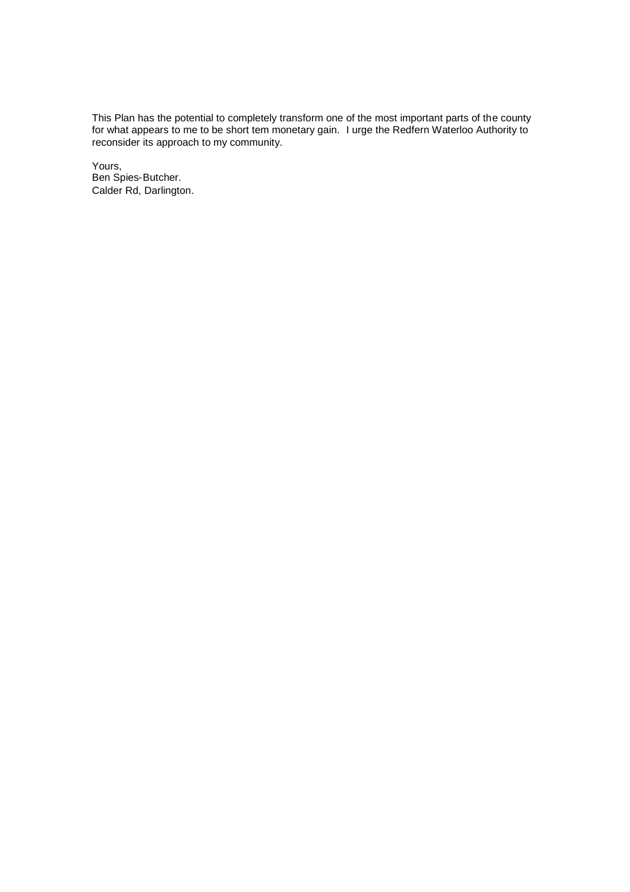This Plan has the potential to completely transform one of the most important parts of the county for what appears to me to be short tem monetary gain. I urge the Redfern Waterloo Authority to reconsider its approach to my community.

Yours,
Ben Spies-Butcher.
Calder Rd, Darlington.